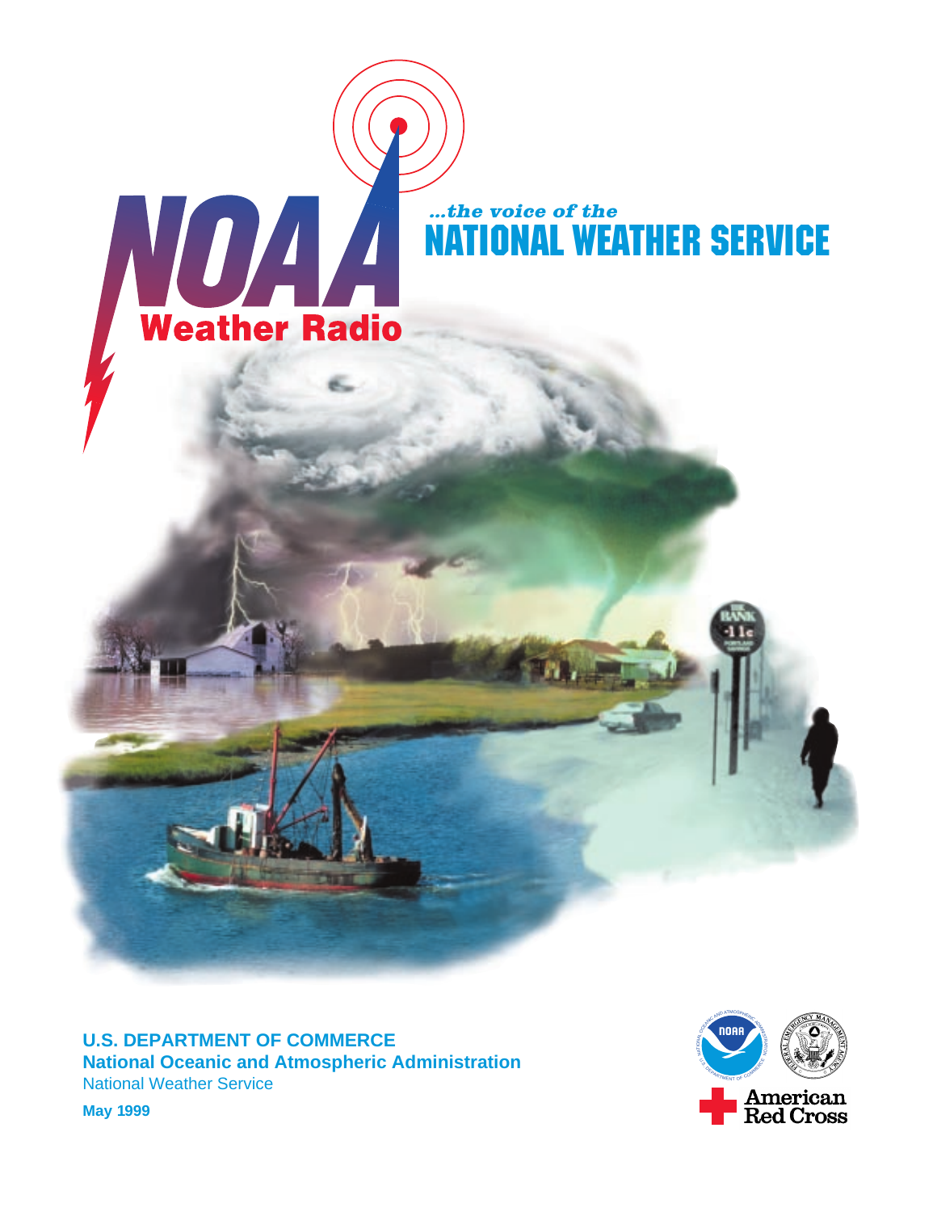# NOAA Weather Radio

*...the voice of the*

## NATIONAL WEATHER SERVICE

**U.S. DEPARTMENT OF COMMERCE**
**National Oceanic and Atmospheric Administration**
National Weather Service

**May 1999**

American Red Cross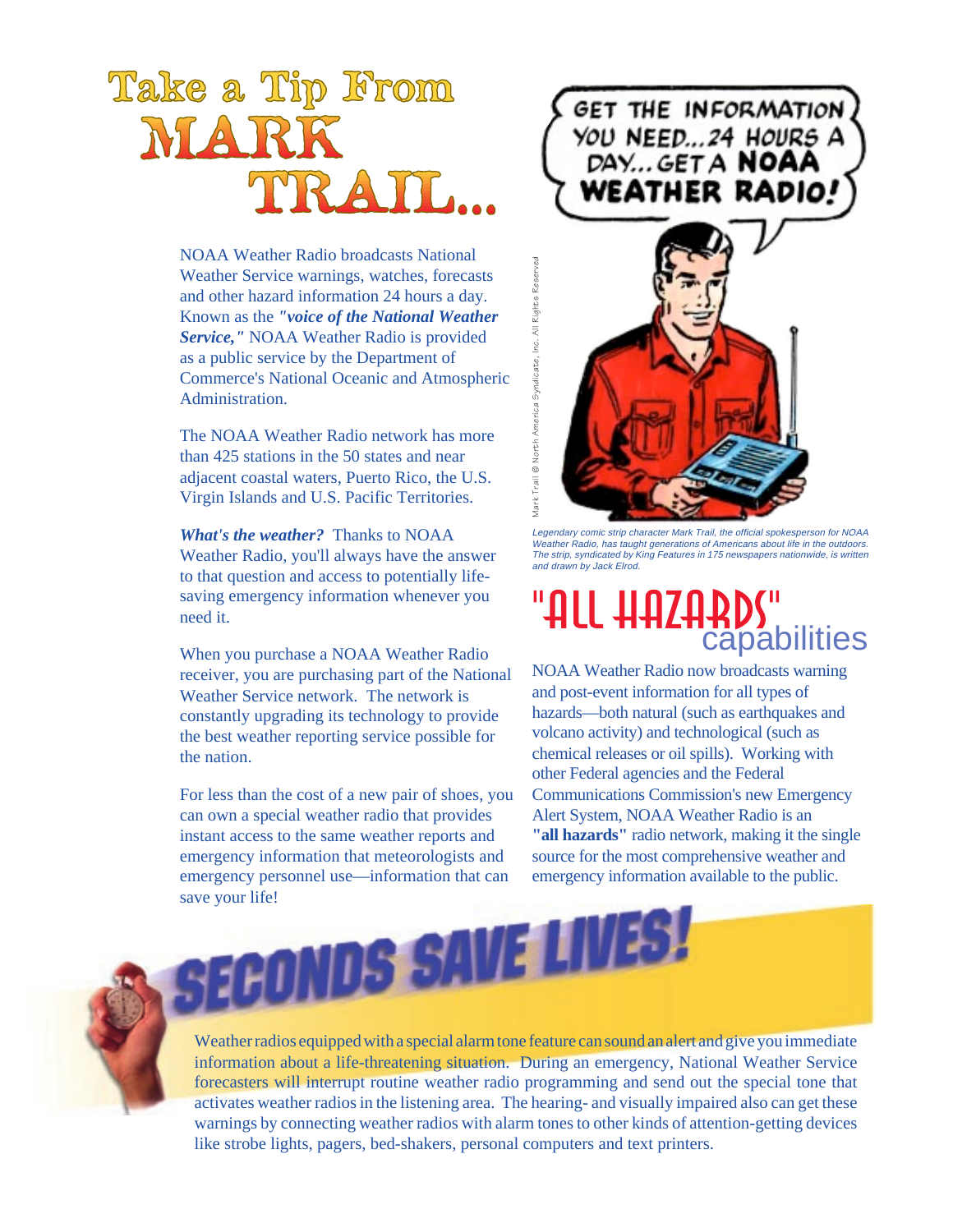# Take a Tip From MARK TRAIL...

NOAA Weather Radio broadcasts National Weather Service warnings, watches, forecasts and other hazard information 24 hours a day. Known as the ***"voice of the National Weather Service,"*** NOAA Weather Radio is provided as a public service by the Department of Commerce's National Oceanic and Atmospheric Administration.

The NOAA Weather Radio network has more than 425 stations in the 50 states and near adjacent coastal waters, Puerto Rico, the U.S. Virgin Islands and U.S. Pacific Territories.

***What's the weather?*** Thanks to NOAA Weather Radio, you'll always have the answer to that question and access to potentially life-saving emergency information whenever you need it.

When you purchase a NOAA Weather Radio receiver, you are purchasing part of the National Weather Service network. The network is constantly upgrading its technology to provide the best weather reporting service possible for the nation.

For less than the cost of a new pair of shoes, you can own a special weather radio that provides instant access to the same weather reports and emergency information that meteorologists and emergency personnel use—information that can save your life!

GET THE INFORMATION YOU NEED...24 HOURS A DAY...GET A **NOAA WEATHER RADIO!**

Mark Trail © North America Syndicate, Inc. All Rights Reserved

*Legendary comic strip character Mark Trail, the official spokesperson for NOAA Weather Radio, has taught generations of Americans about life in the outdoors. The strip, syndicated by King Features in 175 newspapers nationwide, is written and drawn by Jack Elrod.*

## "ALL HAZARDS" capabilities

NOAA Weather Radio now broadcasts warning and post-event information for all types of hazards—both natural (such as earthquakes and volcano activity) and technological (such as chemical releases or oil spills). Working with other Federal agencies and the Federal Communications Commission's new Emergency Alert System, NOAA Weather Radio is an **"all hazards"** radio network, making it the single source for the most comprehensive weather and emergency information available to the public.

## SECONDS SAVE LIVES!

Weather radios equipped with a special alarm tone feature can sound an alert and give you immediate information about a life-threatening situation. During an emergency, National Weather Service forecasters will interrupt routine weather radio programming and send out the special tone that activates weather radios in the listening area. The hearing- and visually impaired also can get these warnings by connecting weather radios with alarm tones to other kinds of attention-getting devices like strobe lights, pagers, bed-shakers, personal computers and text printers.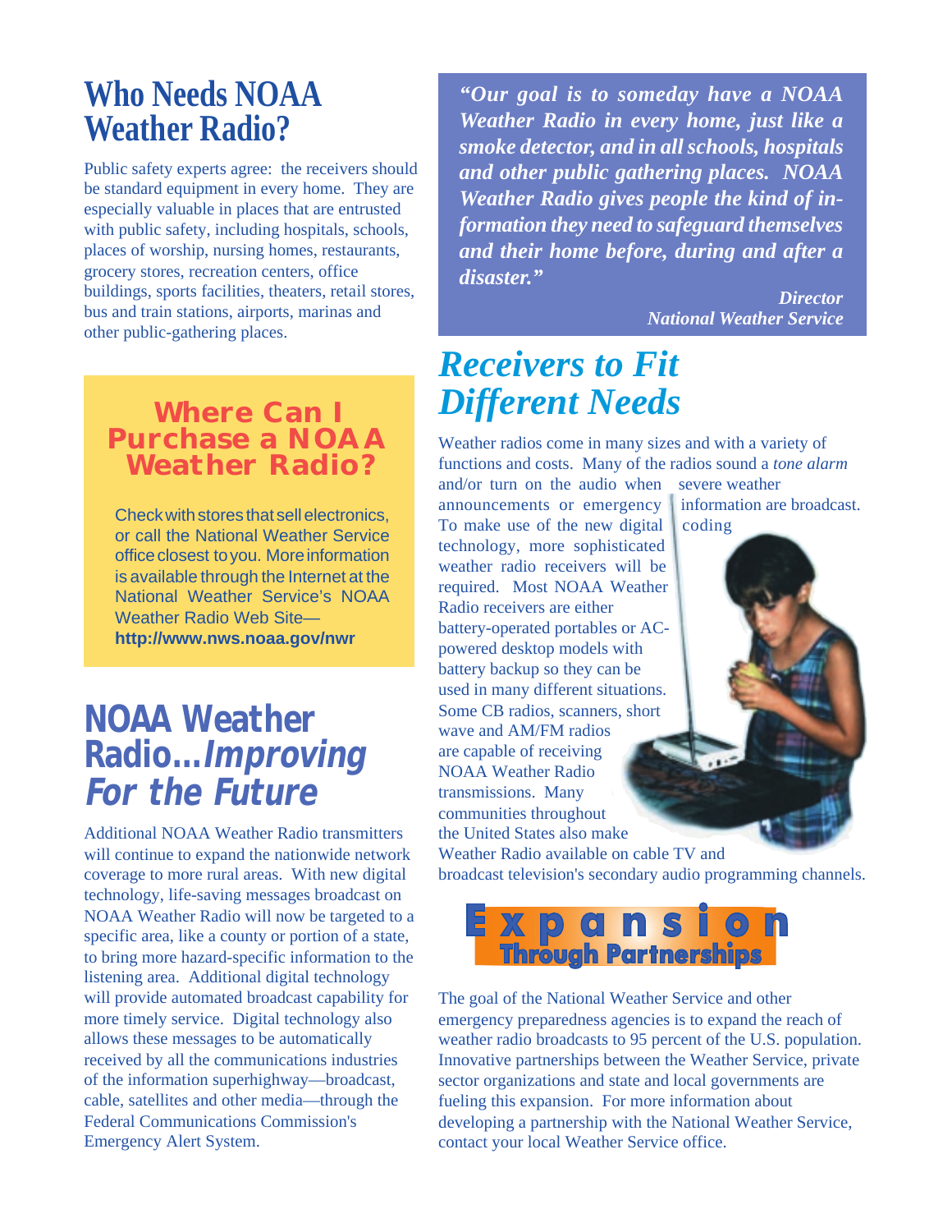# Who Needs NOAA Weather Radio?

Public safety experts agree: the receivers should be standard equipment in every home. They are especially valuable in places that are entrusted with public safety, including hospitals, schools, places of worship, nursing homes, restaurants, grocery stores, recreation centers, office buildings, sports facilities, theaters, retail stores, bus and train stations, airports, marinas and other public-gathering places.

## Where Can I Purchase a NOAA Weather Radio?

Check with stores that sell electronics, or call the National Weather Service office closest to you. More information is available through the Internet at the National Weather Service's NOAA Weather Radio Web Site—**http://www.nws.noaa.gov/nwr**

# NOAA Weather Radio...*Improving For the Future*

Additional NOAA Weather Radio transmitters will continue to expand the nationwide network coverage to more rural areas. With new digital technology, life-saving messages broadcast on NOAA Weather Radio will now be targeted to a specific area, like a county or portion of a state, to bring more hazard-specific information to the listening area. Additional digital technology will provide automated broadcast capability for more timely service. Digital technology also allows these messages to be automatically received by all the communications industries of the information superhighway—broadcast, cable, satellites and other media—through the Federal Communications Commission's Emergency Alert System.

> ***"Our goal is to someday have a NOAA Weather Radio in every home, just like a smoke detector, and in all schools, hospitals and other public gathering places. NOAA Weather Radio gives people the kind of information they need to safeguard themselves and their home before, during and after a disaster."***
>
> ***Director***
> ***National Weather Service***

# *Receivers to Fit Different Needs*

Weather radios come in many sizes and with a variety of functions and costs. Many of the radios sound a *tone alarm* and/or turn on the audio when severe weather announcements or emergency information are broadcast. To make use of the new digital coding technology, more sophisticated weather radio receivers will be required. Most NOAA Weather Radio receivers are either battery-operated portables or AC-powered desktop models with battery backup so they can be used in many different situations. Some CB radios, scanners, short wave and AM/FM radios are capable of receiving NOAA Weather Radio transmissions. Many communities throughout the United States also make Weather Radio available on cable TV and broadcast television's secondary audio programming channels.

# Expansion Through Partnerships

The goal of the National Weather Service and other emergency preparedness agencies is to expand the reach of weather radio broadcasts to 95 percent of the U.S. population. Innovative partnerships between the Weather Service, private sector organizations and state and local governments are fueling this expansion. For more information about developing a partnership with the National Weather Service, contact your local Weather Service office.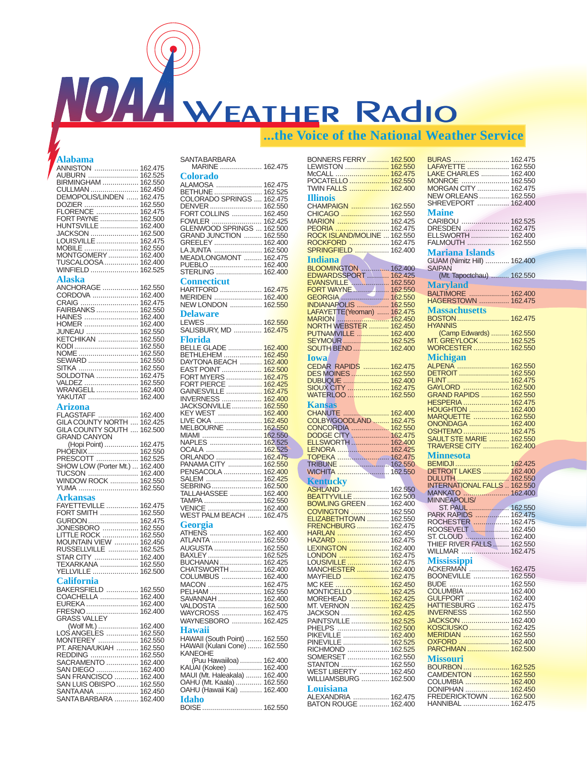# NOAA Weather Radio

**...the Voice of the National Weather Service**

## Alabama

- ANNISTON ..... 162.475
- AUBURN ..... 162.525
- BIRMINGHAM ..... 162.550
- CULLMAN ..... 162.450
- DEMOPOLIS/LINDEN ..... 162.475
- DOZIER ..... 162.550
- FLORENCE ..... 162.475
- FORT PAYNE ..... 162.500
- HUNTSVILLE ..... 162.400
- JACKSON ..... 162.500
- LOUISVILLE ..... 162.475
- MOBILE ..... 162.550
- MONTGOMERY ..... 162.400
- TUSCALOOSA ..... 162.400
- WINFIELD ..... 162.525

## Alaska

- ANCHORAGE ..... 162.550
- CORDOVA ..... 162.400
- CRAIG ..... 162.475
- FAIRBANKS ..... 162.550
- HAINES ..... 162.400
- HOMER ..... 162.400
- JUNEAU ..... 162.550
- KETCHIKAN ..... 162.550
- KODI ..... 162.550
- NOME ..... 162.550
- SEWARD ..... 162.550
- SITKA ..... 162.550
- SOLDOTNA ..... 162.475
- VALDEZ ..... 162.550
- WRANGELL ..... 162.400
- YAKUTAT ..... 162.400

## Arizona

- FLAGSTAFF ..... 162.400
- GILA COUNTY NORTH ..... 162.425
- GILA COUNTY SOUTH ..... 162.500
- GRAND CANYON (Hopi Point) ..... 162.475
- PHOENIX ..... 162.550
- PRESCOTT ..... 162.525
- SHOW LOW (Porter Mt.) ..... 162.400
- TUCSON ..... 162.400
- WINDOW ROCK ..... 162.550
- YUMA ..... 162.550

## Arkansas

- FAYETTEVILLE ..... 162.475
- FORT SMITH ..... 162.550
- GURDON ..... 162.475
- JONESBORO ..... 162.550
- LITTLE ROCK ..... 162.550
- MOUNTAIN VIEW ..... 162.450
- RUSSELLVILLE ..... 162.525
- STAR CITY ..... 162.400
- TEXARKANA ..... 162.550
- YELLVILLE ..... 162.500

## California

- BAKERSFIELD ..... 162.550
- COACHELLA ..... 162.400
- EUREKA ..... 162.400
- FRESNO ..... 162.400
- GRASS VALLEY (Wolf Mt.) ..... 162.400
- LOS ANGELES ..... 162.550
- MONTEREY ..... 162.550
- PT. ARENA/UKIAH ..... 162.550
- REDDING ..... 162.550
- SACRAMENTO ..... 162.400
- SAN DIEGO ..... 162.400
- SAN FRANCISCO ..... 162.400
- SAN LUIS OBISPO ..... 162.550
- SANTA ANA ..... 162.450
- SANTA BARBARA ..... 162.400
- SANTA BARBARA MARINE ..... 162.475

## Colorado

- ALAMOSA ..... 162.475
- BETHUNE ..... 162.525
- COLORADO SPRINGS ..... 162.475
- DENVER ..... 162.550
- FORT COLLINS ..... 162.450
- FOWLER ..... 162.425
- GLENWOOD SPRINGS ..... 162.500
- GRAND JUNCTION ..... 162.550
- GREELEY ..... 162.400
- LA JUNTA ..... 162.500
- MEAD/LONGMONT ..... 162.475
- PUEBLO ..... 162.400
- STERLING ..... 162.400

## Connecticut

- HARTFORD ..... 162.475
- MERIDEN ..... 162.400
- NEW LONDON ..... 162.550

## Delaware

- LEWES ..... 162.550
- SALISBURY, MD ..... 162.475

## Florida

- BELLE GLADE ..... 162.400
- BETHLEHEM ..... 162.450
- DAYTONA BEACH ..... 162.400
- EAST POINT ..... 162.500
- FORT MYERS ..... 162.475
- FORT PIERCE ..... 162.425
- GAINESVILLE ..... 162.475
- INVERNESS ..... 162.400
- JACKSONVILLE ..... 162.550
- KEY WEST ..... 162.400
- LIVE OKA ..... 162.450
- MELBOURNE ..... 162.550
- MIAMI ..... 162.550
- NAPLES ..... 162.525
- OCALA ..... 162.525
- ORLANDO ..... 162.475
- PANAMA CITY ..... 162.550
- PENSACOLA ..... 162.400
- SALEM ..... 162.425
- SEBRING ..... 162.500
- TALLAHASSEE ..... 162.400
- TAMPA ..... 162.550
- VENICE ..... 162.400
- WEST PALM BEACH ..... 162.475

## Georgia

- ATHENS ..... 162.400
- ATLANTA ..... 162.550
- AUGUSTA ..... 162.550
- BAXLEY ..... 162.525
- BUCHANAN ..... 162.425
- CHATSWORTH ..... 162.400
- COLUMBUS ..... 162.400
- MACON ..... 162.475
- PELHAM ..... 162.550
- SAVANNAH ..... 162.400
- VALDOSTA ..... 162.500
- WAYCROSS ..... 162.475
- WAYNESBORO ..... 162.425

## Hawaii

- HAWAII (South Point) ..... 162.550
- HAWAII (Kulani Cone) ..... 162.550
- KANEOHE (Puu Hawaiiloa) ..... 162.400
- KAUAI (Kokee) ..... 162.400
- MAUI (Mt. Haleakala) ..... 162.400
- OAHU (Mt. Kaala) ..... 162.550
- OAHU (Hawaii Kai) ..... 162.400

## Idaho

- BOISE ..... 162.550
- BONNERS FERRY ..... 162.500
- LEWISTON ..... 162.550
- McCALL ..... 162.475
- POCATELLO ..... 162.550
- TWIN FALLS ..... 162.400

## Illinois

- CHAMPAIGN ..... 162.550
- CHICAGO ..... 162.550
- MARION ..... 162.425
- PEORIA ..... 162.475
- ROCK ISLAND/MOLINE ..... 162.550
- ROCKFORD ..... 162.475
- SPRINGFIELD ..... 162.400

## Indiana

- BLOOMINGTON ..... 162.400
- EDWARDSSPORT ..... 162.425
- EVANSVILLE ..... 162.550
- FORT WAYNE ..... 162.550
- GEORGIA ..... 162.550
- INDIANAPOLIS ..... 162.550
- LAFAYETTE (Yeoman) ..... 162.475
- MARION ..... 162.450
- NORTH WEBSTER ..... 162.450
- PUTNAMVILLE ..... 162.400
- SEYMOUR ..... 162.525
- SOUTH BEND ..... 162.400

## Iowa

- CEDAR RAPIDS ..... 162.475
- DES MOINES ..... 162.550
- DUBUQUE ..... 162.400
- SIOUX CITY ..... 162.475
- WATERLOO ..... 162.550

## Kansas

- CHANUTE ..... 162.400
- COLBY/GOODLAND ..... 162.475
- CONCORDIA ..... 162.550
- DODGE CITY ..... 162.475
- ELLSWORTH ..... 162.400
- LENORA ..... 162.425
- TOPEKA ..... 162.475
- TRIBUNE ..... 162.550
- WICHITA ..... 162.550

## Kentucky

- ASHLAND ..... 162.550
- BEATTYVILLE ..... 162.500
- BOWLING GREEN ..... 162.400
- COVINGTON ..... 162.550
- ELIZABETHTOWN ..... 162.550
- FRENCHBURG ..... 162.475
- HARLAN ..... 162.450
- HAZARD ..... 162.475
- LEXINGTON ..... 162.400
- LONDON ..... 162.475
- LOUSIVILLE ..... 162.475
- MANCHESTER ..... 162.400
- MAYFIELD ..... 162.475
- MC KEE ..... 162.450
- MONTICELLO ..... 162.425
- MOREHEAD ..... 162.425
- MT. VERNON ..... 162.425
- JACKSON ..... 162.425
- PAINTSVILLE ..... 162.525
- PHELPS ..... 162.500
- PIKEVILLE ..... 162.400
- PINEVILLE ..... 162.525
- RICHMOND ..... 162.525
- SOMERSET ..... 162.550
- STANTON ..... 162.550
- WEST LIBERTY ..... 162.450
- WILLIAMSBURG ..... 162.500

## Louisiana

- ALEXANDRIA ..... 162.475
- BATON ROUGE ..... 162.400
- BURAS ..... 162.475
- LAFAYETTE ..... 162.550
- LAKE CHARLES ..... 162.400
- MONROE ..... 162.550
- MORGAN CITY ..... 162.475
- NEW ORLEANS ..... 162.550
- SHREVEPORT ..... 162.400

## Maine

- CARIBOU ..... 162.525
- DRESDEN ..... 162.475
- ELLSWORTH ..... 162.400
- FALMOUTH ..... 162.550

## Mariana Islands

- GUAM (Nimitz Hill) ..... 162.400
- SAIPAN (Mt. Tapoctchau) ..... 162.550

## Maryland

- BALTIMORE ..... 162.400
- HAGERSTOWN ..... 162.475

## Massachusetts

- BOSTON ..... 162.475
- HYANNIS (Camp Edwards) ..... 162.550
- MT. GREYLOCK ..... 162.525
- WORCESTER ..... 162.550

## Michigan

- ALPENA ..... 162.550
- DETROIT ..... 162.550
- FLINT ..... 162.475
- GAYLORD ..... 162.500
- GRAND RAPIDS ..... 162.550
- HESPERIA ..... 162.475
- HOUGHTON ..... 162.400
- MARQUETTE ..... 162.550
- ONONDAGA ..... 162.400
- OSHTEMO ..... 162.475
- SAULT STE MARIE ..... 162.550
- TRAVERSE CITY ..... 162.400

## Minnesota

- BEMIDJI ..... 162.425
- DETROIT LAKES ..... 162.400
- DULUTH ..... 162.550
- INTERNATIONAL FALLS ..... 162.550
- MANKATO ..... 162.400
- MINNEAPOLIS/ST. PAUL ..... 162.550
- PARK RAPIDS ..... 162.475
- ROCHESTER ..... 162.475
- ROOSEVELT ..... 162.450
- ST. CLOUD ..... 162.400
- THIEF RIVER FALLS ..... 162.550
- WILLMAR ..... 162.475

## Mississippi

- ACKERMAN ..... 162.475
- BOONEVILLE ..... 162.550
- BUDE ..... 162.550
- COLUMBIA ..... 162.400
- GULFPORT ..... 162.400
- HATTIESBURG ..... 162.475
- INVERNESS ..... 162.550
- JACKSON ..... 162.400
- KOSCIUSKO ..... 162.425
- MERIDIAN ..... 162.550
- OXFORD ..... 162.400
- PARCHMAN ..... 162.500

## Missouri

- BOURBON ..... 162.525
- CAMDENTON ..... 162.550
- COLUMBIA ..... 162.400
- DONIPHAN ..... 162.450
- FREDERICKTOWN ..... 162.500
- HANNIBAL ..... 162.475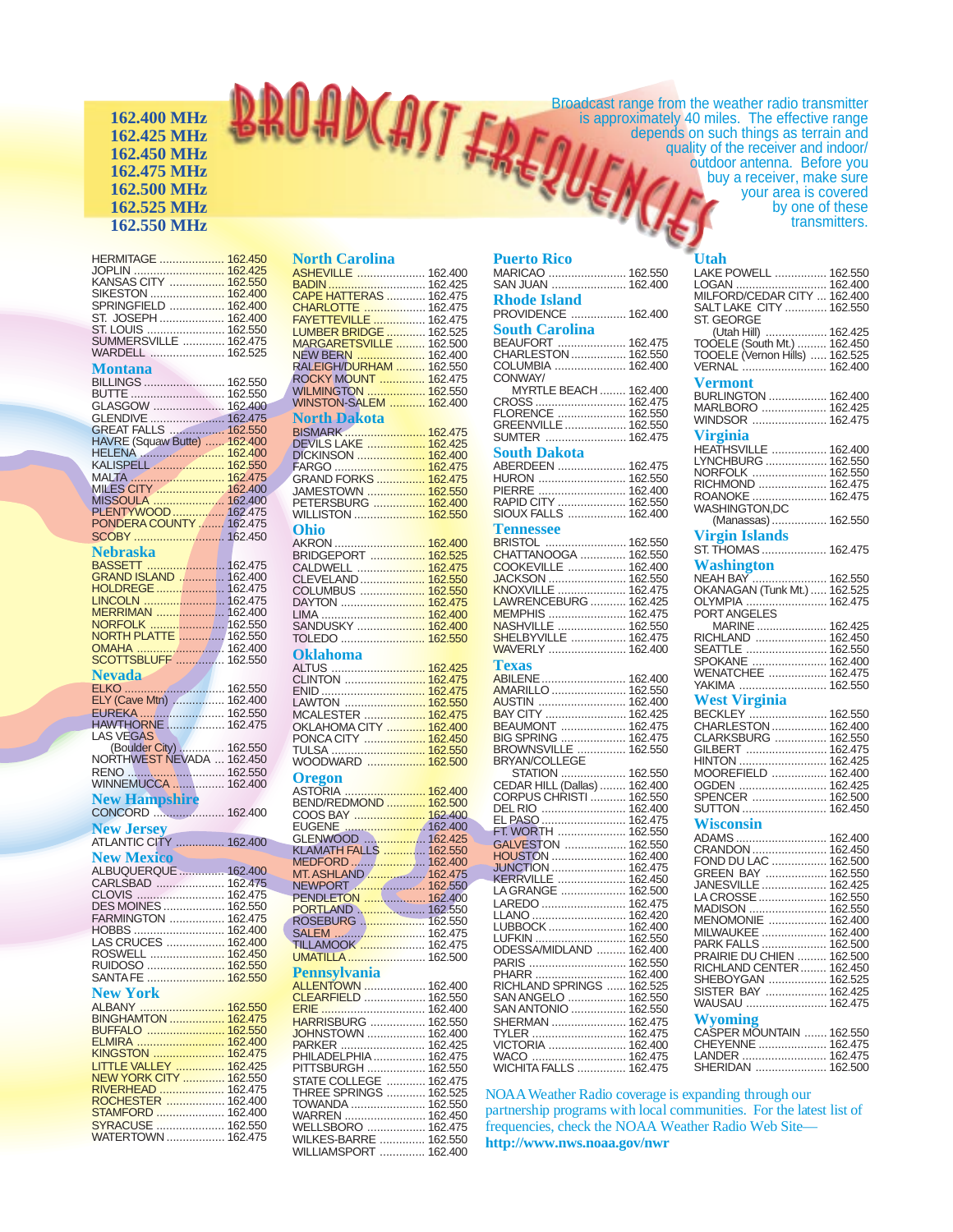162.400 MHz
162.425 MHz
162.450 MHz
162.475 MHz
162.500 MHz
162.525 MHz
162.550 MHz

# BROADCAST FREQUENCIES

Broadcast range from the weather radio transmitter is approximately 40 miles. The effective range depends on such things as terrain and quality of the receiver and indoor/outdoor antenna. Before you buy a receiver, make sure your area is covered by one of these transmitters.

HERMITAGE .................... 162.450
JOPLIN ............................ 162.425
KANSAS CITY ................. 162.550
SIKESTON ....................... 162.400
SPRINGFIELD ................. 162.400
ST. JOSEPH .................... 162.400
ST. LOUIS ........................ 162.550
SUMMERSVILLE ............. 162.475
WARDELL ....................... 162.525

## Montana

BILLINGS ......................... 162.550
BUTTE ............................. 162.550
GLASGOW ....................... 162.400
GLENDIVE ....................... 162.475
GREAT FALLS ................. 162.550
HAVRE (Squaw Butte) ...... 162.400
HELENA .......................... 162.400
KALISPELL ...................... 162.550
MALTA ............................. 162.475
MILES CITY ..................... 162.400
MISSOULA ...................... 162.400
PLENTYWOOD ................ 162.475
PONDERA COUNTY ........ 162.475
SCOBY ............................ 162.450

## Nebraska

BASSETT ........................ 162.475
GRAND ISLAND ............... 162.400
HOLDREGE ..................... 162.475
LINCOLN ......................... 162.475
MERRIMAN ...................... 162.400
NORFOLK ........................ 162.550
NORTH PLATTE ............... 162.550
OMAHA ............................ 162.400
SCOTTSBLUFF ................ 162.550

## Nevada

ELKO ............................... 162.550
ELY (Cave Mtn) ................ 162.400
EUREKA ........................... 162.550
HAWTHORNE ................... 162.475
LAS VEGAS
(Boulder City) ............... 162.550
NORTHWEST NEVADA ... 162.450
RENO .............................. 162.550
WINNEMUCCA ................. 162.400

## New Hampshire

CONCORD ...................... 162.400

## New Jersey

ATLANTIC CITY ............... 162.400

## New Mexico

ALBUQUERQUE .............. 162.400
CARLSBAD ..................... 162.475
CLOVIS ........................... 162.475
DES MOINES .................. 162.550
FARMINGTON ................. 162.475
HOBBS ............................ 162.400
LAS CRUCES .................. 162.400
ROSWELL ....................... 162.450
RUIDOSO ........................ 162.550
SANTA FE ........................ 162.550

## New York

ALBANY ........................... 162.550
BINGHAMTON ................. 162.475
BUFFALO ........................ 162.550
ELMIRA ........................... 162.400
KINGSTON ...................... 162.475
LITTLE VALLEY ............... 162.425
NEW YORK CITY ............. 162.550
RIVERHEAD .................... 162.475
ROCHESTER .................. 162.400
STAMFORD ..................... 162.400
SYRACUSE ..................... 162.550
WATERTOWN .................. 162.475

## North Carolina

ASHEVILLE ..................... 162.400
BADIN .............................. 162.425
CAPE HATTERAS ............ 162.475
CHARLOTTE ................... 162.475
FAYETTEVILLE ................ 162.475
LUMBER BRIDGE ............ 162.525
MARGARETSVILLE ......... 162.500
NEW BERN ...................... 162.400
RALEIGH/DURHAM ......... 162.550
ROCKY MOUNT .............. 162.475
WILMINGTON .................. 162.550
WINSTON-SALEM ........... 162.400

## North Dakota

BISMARK ......................... 162.475
DEVILS LAKE .................. 162.425
DICKINSON ..................... 162.400
FARGO ............................ 162.475
GRAND FORKS ............... 162.475
JAMESTOWN .................. 162.550
PETERSBURG ................ 162.400
WILLISTON ...................... 162.550

## Ohio

AKRON ............................ 162.400
BRIDGEPORT ................. 162.525
CALDWELL ..................... 162.475
CLEVELAND .................... 162.550
COLUMBUS .................... 162.550
DAYTON .......................... 162.475
LIMA ................................ 162.400
SANDUSKY ..................... 162.400
TOLEDO .......................... 162.550

## Oklahoma

ALTUS ............................. 162.425
CLINTON ......................... 162.475
ENID ................................ 162.475
LAWTON .......................... 162.550
MCALESTER ................... 162.475
OKLAHOMA CITY ............ 162.400
PONCA CITY ................... 162.450
TULSA ............................. 162.550
WOODWARD .................. 162.500

## Oregon

ASTORIA ......................... 162.400
BEND/REDMOND ............ 162.500
COOS BAY ...................... 162.400
EUGENE .......................... 162.400
GLENWOOD .................... 162.425
KLAMATH FALLS ............ 162.550
MEDFORD ....................... 162.400
MT. ASHLAND ................. 162.475
NEWPORT ....................... 162.550
PENDLETON .................... 162.400
PORTLAND ...................... 162.550
ROSEBURG ..................... 162.550
SALEM ............................. 162.475
TILLAMOOK .................... 162.475
UMATILLA ........................ 162.500

## Pennsylvania

ALLENTOWN ................... 162.400
CLEARFIELD ................... 162.550
ERIE ................................ 162.400
HARRISBURG ................. 162.550
JOHNSTOWN .................. 162.400
PARKER .......................... 162.425
PHILADELPHIA ................ 162.475
PITTSBURGH .................. 162.550
STATE COLLEGE ............ 162.475
THREE SPRINGS ............ 162.525
TOWANDA ....................... 162.550
WARREN ......................... 162.450
WELLSBORO .................. 162.475
WILKES-BARRE .............. 162.550
WILLIAMSPORT .............. 162.400

## Puerto Rico

MARICAO ........................ 162.550
SAN JUAN ....................... 162.400

## Rhode Island

PROVIDENCE ................. 162.400

## South Carolina

BEAUFORT ..................... 162.475
CHARLESTON ................. 162.550
COLUMBIA ....................... 162.400
CONWAY/
MYRTLE BEACH ........ 162.400
CROSS ............................ 162.475
FLORENCE ..................... 162.550
GREENVILLE ................... 162.550
SUMTER .......................... 162.475

## South Dakota

ABERDEEN ..................... 162.475
HURON ............................ 162.550
PIERRE ........................... 162.400
RAPID CITY ..................... 162.550
SIOUX FALLS .................. 162.400

## Tennessee

BRISTOL ......................... 162.550
CHATTANOOGA .............. 162.550
COOKEVILLE .................. 162.400
JACKSON ........................ 162.550
KNOXVILLE ..................... 162.475
LAWRENCEBURG ........... 162.425
MEMPHIS ........................ 162.475
NASHVILLE ..................... 162.550
SHELBYVILLE ................. 162.475
WAVERLY ........................ 162.400

## Texas

ABILENE .......................... 162.400
AMARILLO ....................... 162.550
AUSTIN ........................... 162.400
BAY CITY ........................ 162.425
BEAUMONT .................... 162.475
BIG SPRING .................... 162.475
BROWNSVILLE ............... 162.550
BRYAN/COLLEGE
STATION .................... 162.550
CEDAR HILL (Dallas) ........ 162.400
CORPUS CHRISTI ........... 162.550
DEL RIO .......................... 162.400
EL PASO .......................... 162.475
FT. WORTH ..................... 162.550
GALVESTON ................... 162.550
HOUSTON ....................... 162.400
JUNCTION ....................... 162.475
KERRVILLE ..................... 162.450
LA GRANGE .................... 162.500
LAREDO .......................... 162.475
LLANO ............................. 162.420
LUBBOCK ........................ 162.400
LUFKIN ............................ 162.550
ODESSA/MIDLAND ......... 162.400
PARIS .............................. 162.550
PHARR ............................ 162.400
RICHLAND SPRINGS ...... 162.525
SAN ANGELO .................. 162.550
SAN ANTONIO ................ 162.550
SHERMAN ....................... 162.475
TYLER ............................. 162.475
VICTORIA ........................ 162.400
WACO ............................. 162.475
WICHITA FALLS .............. 162.475

## Utah

LAKE POWELL ................ 162.550
LOGAN ............................ 162.400
MILFORD/CEDAR CITY ... 162.400
SALT LAKE CITY ............. 162.550
ST. GEORGE
(Utah Hill) ................... 162.425
TOOELE (South Mt.) ......... 162.450
TOOELE (Vernon Hills) ..... 162.525
VERNAL ........................... 162.400

## Vermont

BURLINGTON .................. 162.400
MARLBORO .................... 162.425
WINDSOR ....................... 162.475

## Virginia

HEATHSVILLE ................. 162.400
LYNCHBURG ................... 162.550
NORFOLK ........................ 162.550
RICHMOND ..................... 162.475
ROANOKE ....................... 162.475
WASHINGTON,DC
(Manassas) ................. 162.550

## Virgin Islands

ST. THOMAS .................... 162.475

## Washington

NEAH BAY ....................... 162.550
OKANAGAN (Tunk Mt.) ..... 162.525
OLYMPIA ......................... 162.475
PORT ANGELES
MARINE ...................... 162.425
RICHLAND ...................... 162.450
SEATTLE ......................... 162.550
SPOKANE ....................... 162.400
WENATCHEE .................. 162.475
YAKIMA ........................... 162.550

## West Virginia

BECKLEY ........................ 162.550
CHARLESTON ................. 162.400
CLARKSBURG ................ 162.550
GILBERT ......................... 162.475
HINTON ........................... 162.425
MOOREFIELD ................. 162.400
OGDEN ............................ 162.425
SPENCER ....................... 162.500
SUTTON .......................... 162.450

## Wisconsin

ADAMS ............................ 162.400
CRANDON ....................... 162.450
FOND DU LAC ................. 162.500
GREEN BAY .................... 162.550
JANESVILLE .................... 162.425
LA CROSSE ..................... 162.550
MADISON ......................... 162.550
MENOMONIE .................. 162.400
MILWAUKEE .................... 162.400
PARK FALLS .................... 162.500
PRAIRIE DU CHIEN ......... 162.500
RICHLAND CENTER ........ 162.450
SHEBOYGAN .................. 162.525
SISTER BAY ................... 162.425
WAUSAU ......................... 162.475

## Wyoming

CASPER MOUNTAIN ........ 162.550
CHEYENNE ..................... 162.475
LANDER .......................... 162.475
SHERIDAN ...................... 162.500

NOAA Weather Radio coverage is expanding through our partnership programs with local communities. For the latest list of frequencies, check the NOAA Weather Radio Web Site—
**http://www.nws.noaa.gov/nwr**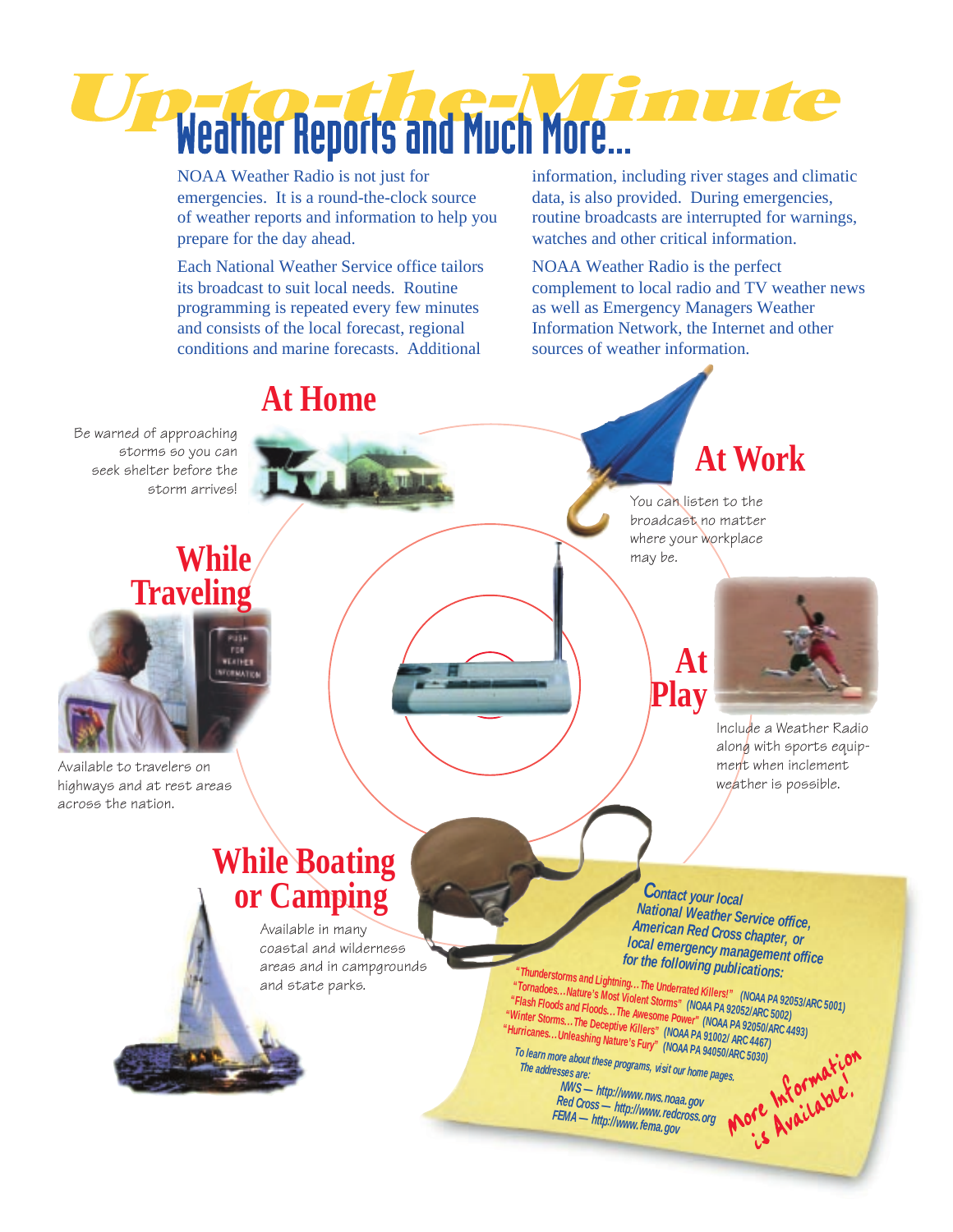# Up-to-the-Minute Weather Reports and Much More...

NOAA Weather Radio is not just for emergencies. It is a round-the-clock source of weather reports and information to help you prepare for the day ahead.

Each National Weather Service office tailors its broadcast to suit local needs. Routine programming is repeated every few minutes and consists of the local forecast, regional conditions and marine forecasts. Additional information, including river stages and climatic data, is also provided. During emergencies, routine broadcasts are interrupted for warnings, watches and other critical information.

NOAA Weather Radio is the perfect complement to local radio and TV weather news as well as Emergency Managers Weather Information Network, the Internet and other sources of weather information.

## At Home

Be warned of approaching storms so you can seek shelter before the storm arrives!

## At Work

You can listen to the broadcast no matter where your workplace may be.

## While Traveling

Available to travelers on highways and at rest areas across the nation.

## At Play

Include a Weather Radio along with sports equipment when inclement weather is possible.

## While Boating or Camping

Available in many coastal and wilderness areas and in campgrounds and state parks.

**Contact your local National Weather Service office, American Red Cross chapter, or local emergency management office for the following publications:**

- "Thunderstorms and Lightning...The Underrated Killers!" (NOAA PA 92053/ARC 5001)
- "Tornadoes...Nature's Most Violent Storms" (NOAA PA 92052/ARC 5002)
- "Flash Floods and Floods...The Awesome Power" (NOAA PA 92050/ARC 4493)
- "Winter Storms...The Deceptive Killers" (NOAA PA 91002/ ARC 4467)
- "Hurricanes...Unleashing Nature's Fury" (NOAA PA 94050/ARC 5030)

To learn more about these programs, visit our home pages. The addresses are:

NWS — http://www.nws.noaa.gov
Red Cross — http://www.redcross.org
FEMA — http://www.fema.gov

*More Information is Available!*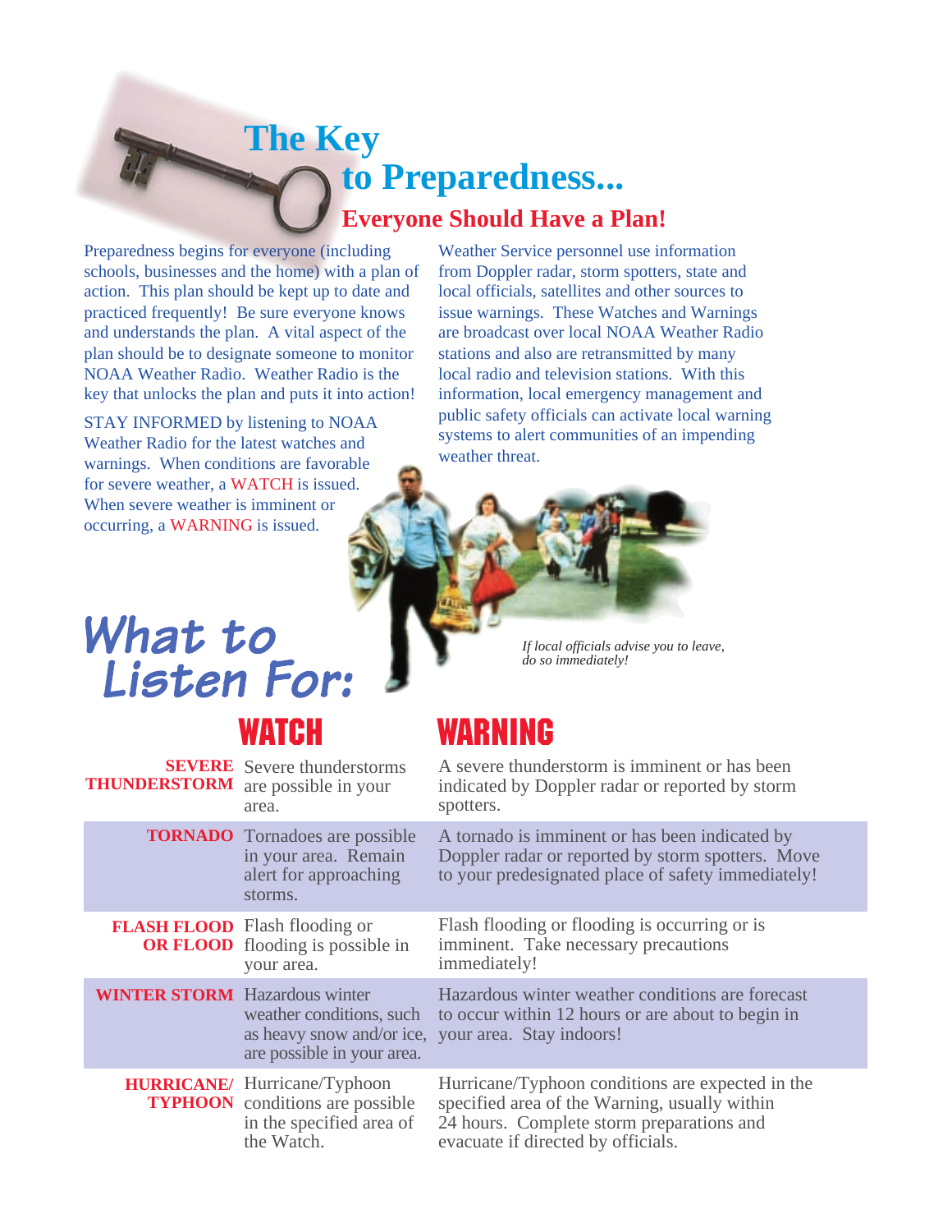# The Key to Preparedness...

## Everyone Should Have a Plan!

Preparedness begins for everyone (including schools, businesses and the home) with a plan of action. This plan should be kept up to date and practiced frequently! Be sure everyone knows and understands the plan. A vital aspect of the plan should be to designate someone to monitor NOAA Weather Radio. Weather Radio is the key that unlocks the plan and puts it into action!

STAY INFORMED by listening to NOAA Weather Radio for the latest watches and warnings. When conditions are favorable for severe weather, a WATCH is issued. When severe weather is imminent or occurring, a WARNING is issued.

Weather Service personnel use information from Doppler radar, storm spotters, state and local officials, satellites and other sources to issue warnings. These Watches and Warnings are broadcast over local NOAA Weather Radio stations and also are retransmitted by many local radio and television stations. With this information, local emergency management and public safety officials can activate local warning systems to alert communities of an impending weather threat.

*If local officials advise you to leave, do so immediately!*

## What to Listen For:

| | WATCH | WARNING |
|---|---|---|
| **SEVERE THUNDERSTORM** | Severe thunderstorms are possible in your area. | A severe thunderstorm is imminent or has been indicated by Doppler radar or reported by storm spotters. |
| **TORNADO** | Tornadoes are possible in your area. Remain alert for approaching storms. | A tornado is imminent or has been indicated by Doppler radar or reported by storm spotters. Move to your predesignated place of safety immediately! |
| **FLASH FLOOD OR FLOOD** | Flash flooding or flooding is possible in your area. | Flash flooding or flooding is occurring or is imminent. Take necessary precautions immediately! |
| **WINTER STORM** | Hazardous winter weather conditions, such as heavy snow and/or ice, are possible in your area. | Hazardous winter weather conditions are forecast to occur within 12 hours or are about to begin in your area. Stay indoors! |
| **HURRICANE/ TYPHOON** | Hurricane/Typhoon conditions are possible in the specified area of the Watch. | Hurricane/Typhoon conditions are expected in the specified area of the Warning, usually within 24 hours. Complete storm preparations and evacuate if directed by officials. |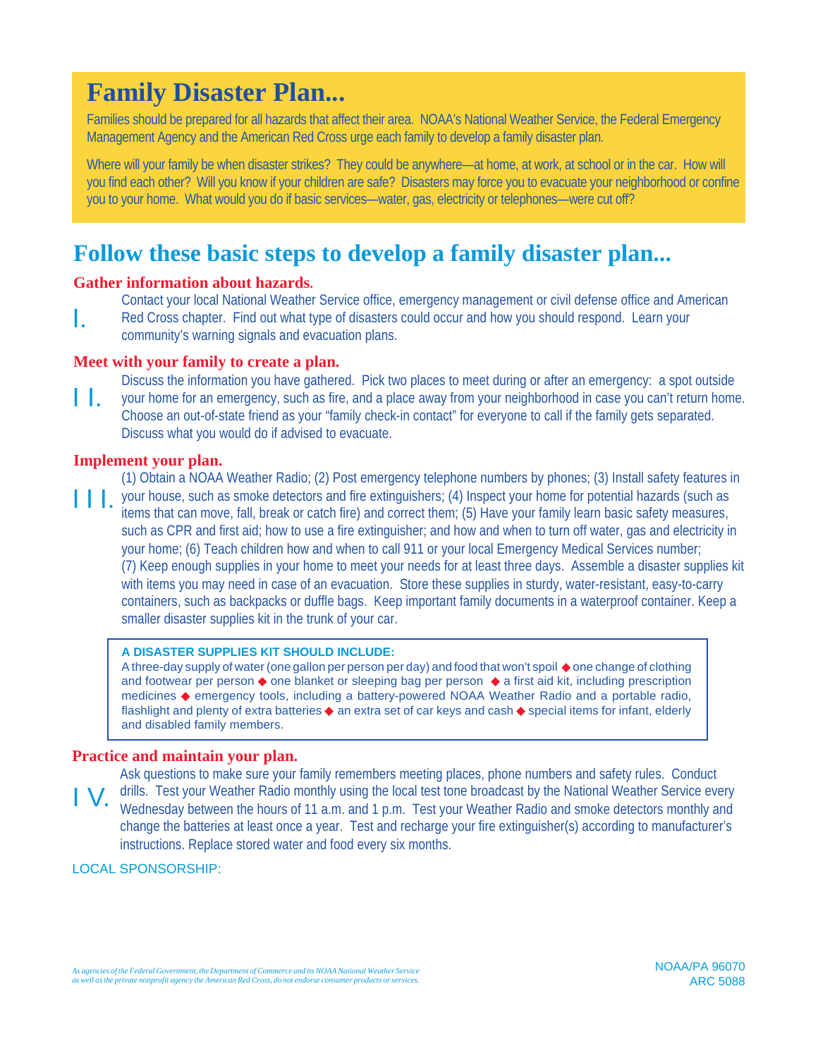# Family Disaster Plan...

Families should be prepared for all hazards that affect their area. NOAA's National Weather Service, the Federal Emergency Management Agency and the American Red Cross urge each family to develop a family disaster plan.

Where will your family be when disaster strikes? They could be anywhere—at home, at work, at school or in the car. How will you find each other? Will you know if your children are safe? Disasters may force you to evacuate your neighborhood or confine you to your home. What would you do if basic services—water, gas, electricity or telephones—were cut off?

## Follow these basic steps to develop a family disaster plan...

### Gather information about hazards.

I. Contact your local National Weather Service office, emergency management or civil defense office and American Red Cross chapter. Find out what type of disasters could occur and how you should respond. Learn your community's warning signals and evacuation plans.

### Meet with your family to create a plan.

II. Discuss the information you have gathered. Pick two places to meet during or after an emergency: a spot outside your home for an emergency, such as fire, and a place away from your neighborhood in case you can't return home. Choose an out-of-state friend as your "family check-in contact" for everyone to call if the family gets separated. Discuss what you would do if advised to evacuate.

### Implement your plan.

III. (1) Obtain a NOAA Weather Radio; (2) Post emergency telephone numbers by phones; (3) Install safety features in your house, such as smoke detectors and fire extinguishers; (4) Inspect your home for potential hazards (such as items that can move, fall, break or catch fire) and correct them; (5) Have your family learn basic safety measures, such as CPR and first aid; how to use a fire extinguisher; and how and when to turn off water, gas and electricity in your home; (6) Teach children how and when to call 911 or your local Emergency Medical Services number; (7) Keep enough supplies in your home to meet your needs for at least three days. Assemble a disaster supplies kit with items you may need in case of an evacuation. Store these supplies in sturdy, water-resistant, easy-to-carry containers, such as backpacks or duffle bags. Keep important family documents in a waterproof container. Keep a smaller disaster supplies kit in the trunk of your car.

**A DISASTER SUPPLIES KIT SHOULD INCLUDE:**
A three-day supply of water (one gallon per person per day) and food that won't spoil ◆ one change of clothing and footwear per person ◆ one blanket or sleeping bag per person ◆ a first aid kit, including prescription medicines ◆ emergency tools, including a battery-powered NOAA Weather Radio and a portable radio, flashlight and plenty of extra batteries ◆ an extra set of car keys and cash ◆ special items for infant, elderly and disabled family members.

### Practice and maintain your plan.

IV. Ask questions to make sure your family remembers meeting places, phone numbers and safety rules. Conduct drills. Test your Weather Radio monthly using the local test tone broadcast by the National Weather Service every Wednesday between the hours of 11 a.m. and 1 p.m. Test your Weather Radio and smoke detectors monthly and change the batteries at least once a year. Test and recharge your fire extinguisher(s) according to manufacturer's instructions. Replace stored water and food every six months.

LOCAL SPONSORSHIP:

*As agencies of the Federal Government, the Department of Commerce and its NOAA National Weather Service as well as the private nonprofit agency the American Red Cross, do not endorse consumer products or services.*

NOAA/PA 96070
ARC 5088